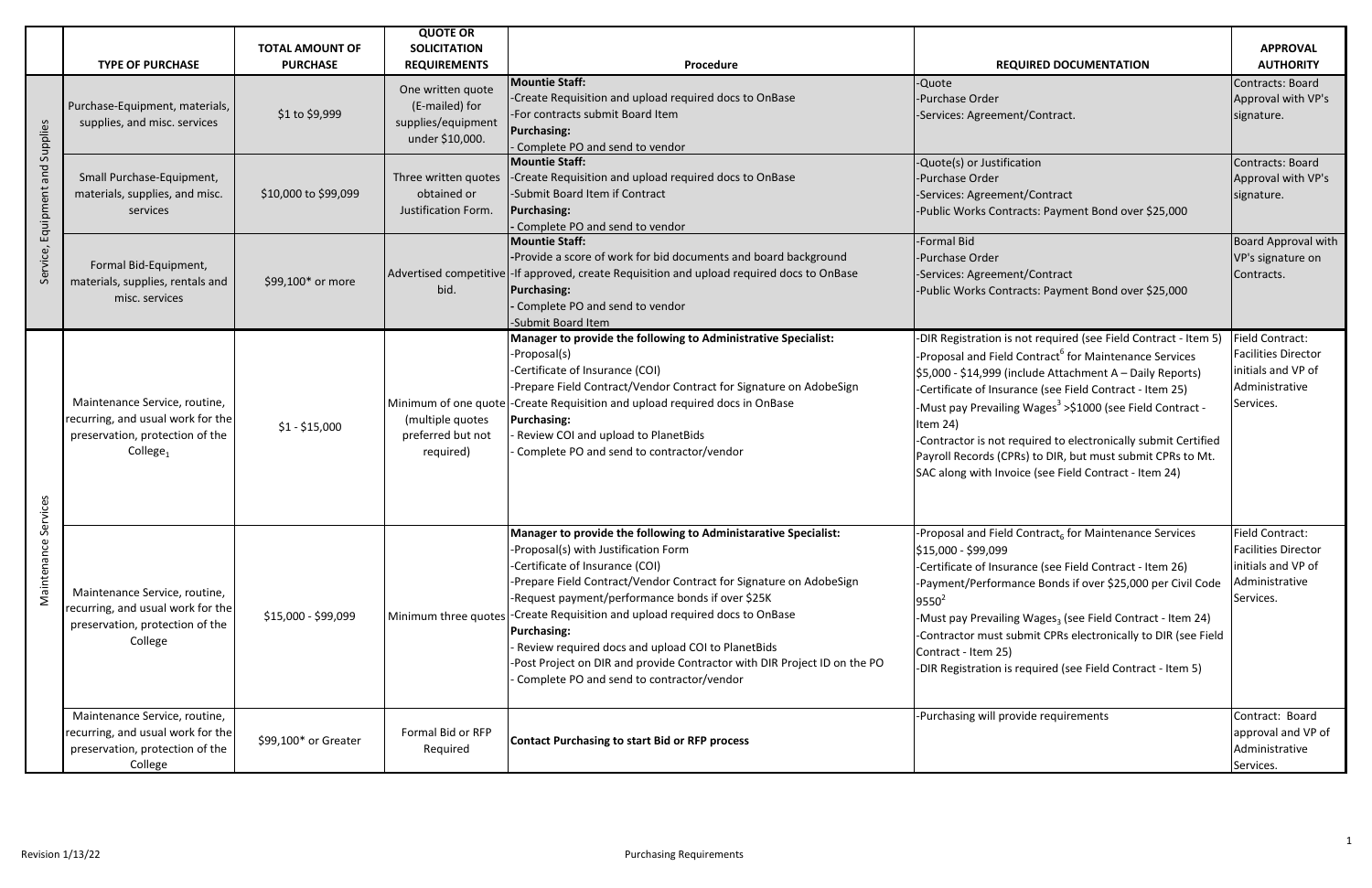| | TYPE OF PURCHASE | TOTAL AMOUNT OF PURCHASE | QUOTE OR SOLICITATION REQUIREMENTS | Procedure | REQUIRED DOCUMENTATION | APPROVAL AUTHORITY |
|---|---|---|---|---|---|---|
| Service, Equipment and Supplies | Purchase-Equipment, materials, supplies, and misc. services | $1 to $9,999 | One written quote (E-mailed) for supplies/equipment under $10,000. | **Mountie Staff:**<br>-Create Requisition and upload required docs to OnBase<br>-For contracts submit Board Item<br>**Purchasing:**<br>- Complete PO and send to vendor | -Quote<br>-Purchase Order<br>-Services: Agreement/Contract. | Contracts: Board Approval with VP's signature. |
| | Small Purchase-Equipment, materials, supplies, and misc. services | $10,000 to $99,099 | Three written quotes obtained or Justification Form. | **Mountie Staff:**<br>-Create Requisition and upload required docs to OnBase<br>-Submit Board Item if Contract<br>**Purchasing:**<br>- Complete PO and send to vendor | -Quote(s) or Justification<br>-Purchase Order<br>-Services: Agreement/Contract<br>-Public Works Contracts: Payment Bond over $25,000 | Contracts: Board Approval with VP's signature. |
| | Formal Bid-Equipment, materials, supplies, rentals and misc. services | $99,100* or more | Advertised competitive bid. | **Mountie Staff:**<br>-Provide a score of work for bid documents and board background<br>-If approved, create Requisition and upload required docs to OnBase<br>**Purchasing:**<br>- Complete PO and send to vendor<br>-Submit Board Item | -Formal Bid<br>-Purchase Order<br>-Services: Agreement/Contract<br>-Public Works Contracts: Payment Bond over $25,000 | Board Approval with VP's signature on Contracts. |
| Maintenance Services | Maintenance Service, routine, recurring, and usual work for the preservation, protection of the College[1] | $1 - $15,000 | Minimum of one quote (multiple quotes preferred but not required) | **Manager to provide the following to Administrative Specialist:**<br>-Proposal(s)<br>-Certificate of Insurance (COI)<br>-Prepare Field Contract/Vendor Contract for Signature on AdobeSign<br>-Create Requisition and upload required docs in OnBase<br>**Purchasing:**<br>- Review COI and upload to PlanetBids<br>- Complete PO and send to contractor/vendor | -DIR Registration is not required (see Field Contract - Item 5)<br>-Proposal and Field Contract[6] for Maintenance Services $5,000 - $14,999 (include Attachment A – Daily Reports)<br>-Certificate of Insurance (see Field Contract - Item 25)<br>-Must pay Prevailing Wages[3] >$1000 (see Field Contract - Item 24)<br>-Contractor is not required to electronically submit Certified Payroll Records (CPRs) to DIR, but must submit CPRs to Mt. SAC along with Invoice (see Field Contract - Item 24) | Field Contract: Facilities Director initials and VP of Administrative Services. |
| | Maintenance Service, routine, recurring, and usual work for the preservation, protection of the College | $15,000 - $99,099 | Minimum three quotes | **Manager to provide the following to Administarative Specialist:**<br>-Proposal(s) with Justification Form<br>-Certificate of Insurance (COI)<br>-Prepare Field Contract/Vendor Contract for Signature on AdobeSign<br>-Request payment/performance bonds if over $25K<br>-Create Requisition and upload required docs to OnBase<br>**Purchasing:**<br>- Review required docs and upload COI to PlanetBids<br>-Post Project on DIR and provide Contractor with DIR Project ID on the PO<br>- Complete PO and send to contractor/vendor | -Proposal and Field Contract[6] for Maintenance Services $15,000 - $99,099<br>-Certificate of Insurance (see Field Contract - Item 26)<br>-Payment/Performance Bonds if over $25,000 per Civil Code 9550[2]<br>-Must pay Prevailing Wages[3] (see Field Contract - Item 24)<br>-Contractor must submit CPRs electronically to DIR (see Field Contract - Item 25)<br>-DIR Registration is required (see Field Contract - Item 5) | Field Contract: Facilities Director initials and VP of Administrative Services. |
| | Maintenance Service, routine, recurring, and usual work for the preservation, protection of the College | $99,100* or Greater | Formal Bid or RFP Required | **Contact Purchasing to start Bid or RFP process** | -Purchasing will provide requirements | Contract: Board approval and VP of Administrative Services. |

Revision 1/13/22

Purchasing Requirements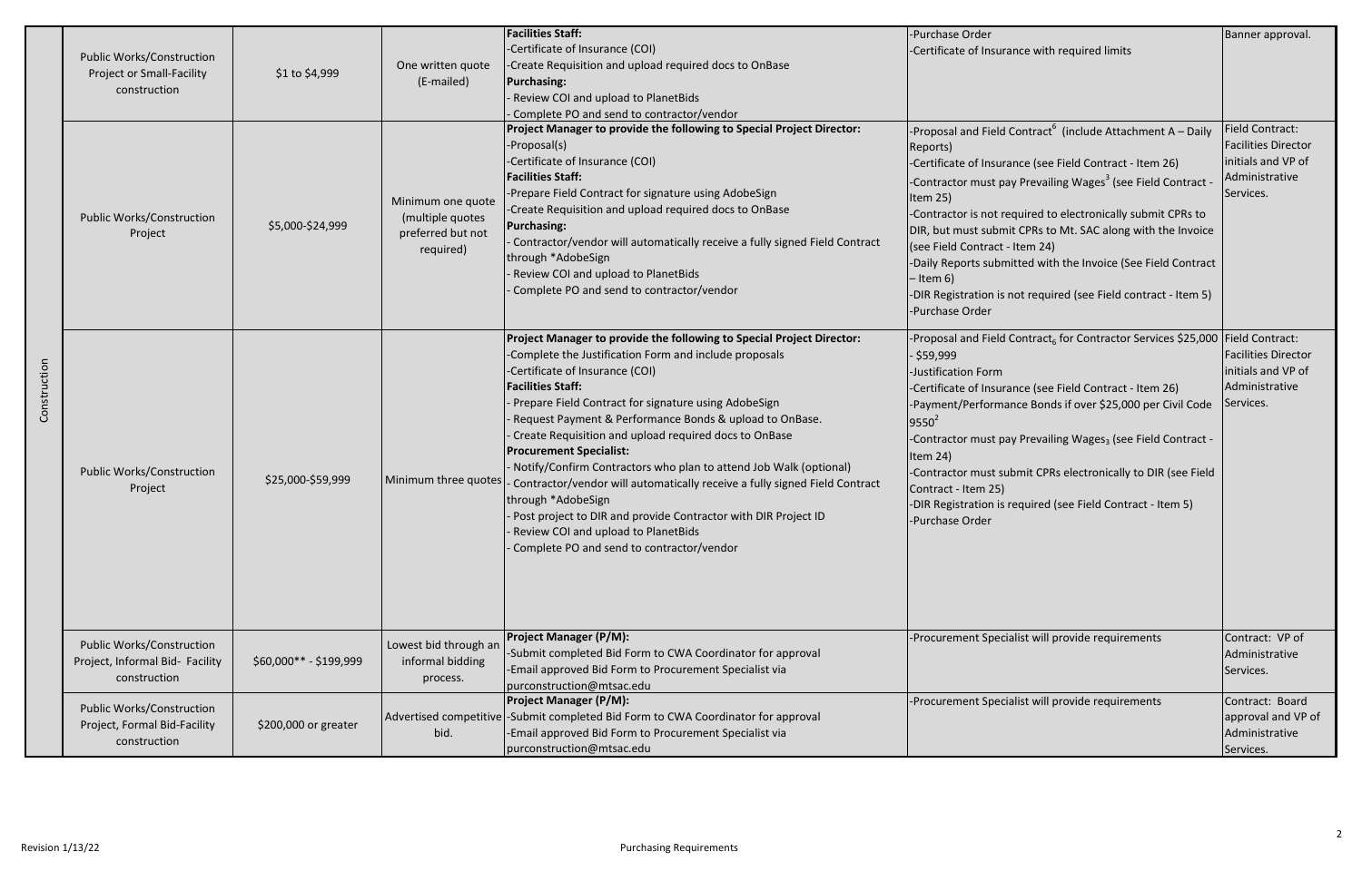| | | | | | | |
|---|---|---|---|---|---|---|
| Construction | Public Works/Construction Project or Small-Facility construction | $1 to $4,999 | One written quote (E-mailed) | **Facilities Staff:**<br>-Certificate of Insurance (COI)<br>-Create Requisition and upload required docs to OnBase<br>**Purchasing:**<br>- Review COI and upload to PlanetBids<br>- Complete PO and send to contractor/vendor | -Purchase Order<br>-Certificate of Insurance with required limits | Banner approval. |
| | Public Works/Construction Project | $5,000-$24,999 | Minimum one quote (multiple quotes preferred but not required) | **Project Manager to provide the following to Special Project Director:**<br>-Proposal(s)<br>-Certificate of Insurance (COI)<br>**Facilities Staff:**<br>-Prepare Field Contract for signature using AdobeSign<br>-Create Requisition and upload required docs to OnBase<br>**Purchasing:**<br>- Contractor/vendor will automatically receive a fully signed Field Contract through *AdobeSign<br>- Review COI and upload to PlanetBids<br>- Complete PO and send to contractor/vendor | -Proposal and Field Contract[6] (include Attachment A – Daily Reports)<br>-Certificate of Insurance (see Field Contract - Item 26)<br>-Contractor must pay Prevailing Wages[3] (see Field Contract - Item 25)<br>-Contractor is not required to electronically submit CPRs to DIR, but must submit CPRs to Mt. SAC along with the Invoice (see Field Contract - Item 24)<br>-Daily Reports submitted with the Invoice (See Field Contract – Item 6)<br>-DIR Registration is not required (see Field contract - Item 5)<br>-Purchase Order | Field Contract: Facilities Director initials and VP of Administrative Services. |
| | Public Works/Construction Project | $25,000-$59,999 | Minimum three quotes | **Project Manager to provide the following to Special Project Director:**<br>-Complete the Justification Form and include proposals<br>-Certificate of Insurance (COI)<br>**Facilities Staff:**<br>- Prepare Field Contract for signature using AdobeSign<br>- Request Payment & Performance Bonds & upload to OnBase.<br>- Create Requisition and upload required docs to OnBase<br>**Procurement Specialist:**<br>- Notify/Confirm Contractors who plan to attend Job Walk (optional)<br>- Contractor/vendor will automatically receive a fully signed Field Contract through *AdobeSign<br>- Post project to DIR and provide Contractor with DIR Project ID<br>- Review COI and upload to PlanetBids<br>- Complete PO and send to contractor/vendor | -Proposal and Field Contract[6] for Contractor Services $25,000 - $59,999<br>-Justification Form<br>-Certificate of Insurance (see Field Contract - Item 26)<br>-Payment/Performance Bonds if over $25,000 per Civil Code 9550[2]<br>-Contractor must pay Prevailing Wages[3] (see Field Contract - Item 24)<br>-Contractor must submit CPRs electronically to DIR (see Field Contract - Item 25)<br>-DIR Registration is required (see Field Contract - Item 5)<br>-Purchase Order | Field Contract: Facilities Director initials and VP of Administrative Services. |
| | Public Works/Construction Project, Informal Bid- Facility construction | $60,000** - $199,999 | Lowest bid through an informal bidding process. | **Project Manager (P/M):**<br>-Submit completed Bid Form to CWA Coordinator for approval<br>-Email approved Bid Form to Procurement Specialist via purconstruction@mtsac.edu | -Procurement Specialist will provide requirements | Contract: VP of Administrative Services. |
| | Public Works/Construction Project, Formal Bid-Facility construction | $200,000 or greater | Advertised competitive bid. | **Project Manager (P/M):**<br>-Submit completed Bid Form to CWA Coordinator for approval<br>-Email approved Bid Form to Procurement Specialist via purconstruction@mtsac.edu | -Procurement Specialist will provide requirements | Contract: Board approval and VP of Administrative Services. |

Revision 1/13/22

Purchasing Requirements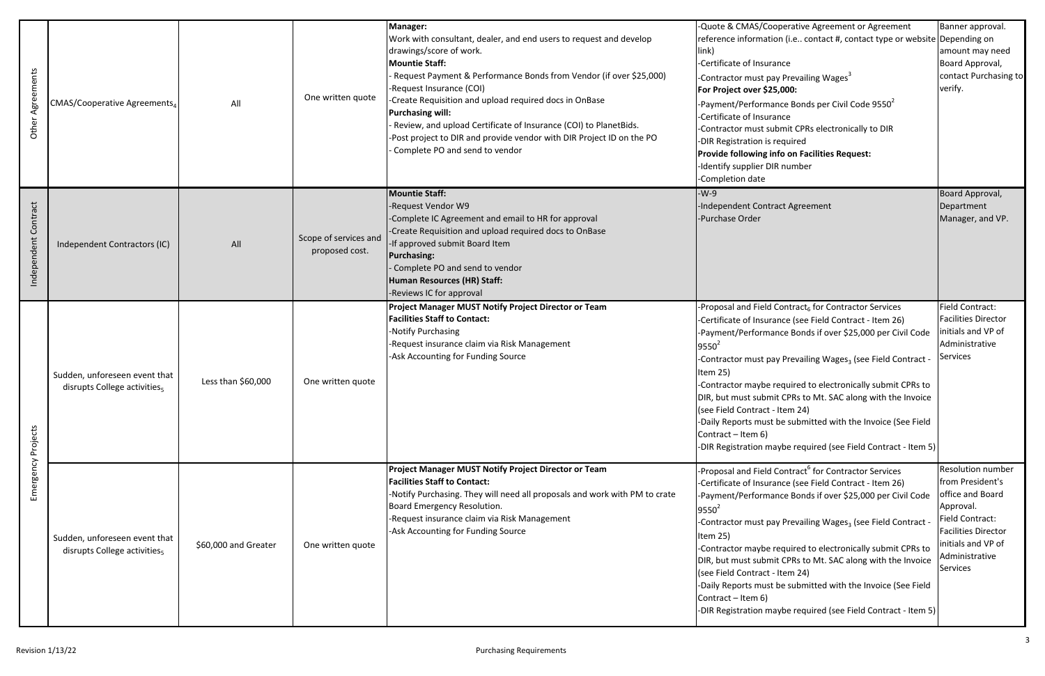| | | | | | | |
|---|---|---|---|---|---|---|
| Other Agreements | CMAS/Cooperative Agreements[4] | All | One written quote | **Manager:**<br>Work with consultant, dealer, and end users to request and develop drawings/score of work.<br>**Mountie Staff:**<br>- Request Payment & Performance Bonds from Vendor (if over $25,000)<br>-Request Insurance (COI)<br>-Create Requisition and upload required docs in OnBase<br>**Purchasing will:**<br>- Review, and upload Certificate of Insurance (COI) to PlanetBids.<br>-Post project to DIR and provide vendor with DIR Project ID on the PO<br>- Complete PO and send to vendor | -Quote & CMAS/Cooperative Agreement or Agreement reference information (i.e.. contact #, contact type or website link)<br>-Certificate of Insurance<br>-Contractor must pay Prevailing Wages[3]<br>**For Project over $25,000:**<br>-Payment/Performance Bonds per Civil Code 9550[2]<br>-Certificate of Insurance<br>-Contractor must submit CPRs electronically to DIR<br>-DIR Registration is required<br>**Provide following info on Facilities Request:**<br>-Identify supplier DIR number<br>-Completion date | Banner approval. Depending on amount may need Board Approval, contact Purchasing to verify. |
| Independent Contract | Independent Contractors (IC) | All | Scope of services and proposed cost. | **Mountie Staff:**<br>-Request Vendor W9<br>-Complete IC Agreement and email to HR for approval<br>-Create Requisition and upload required docs to OnBase<br>-If approved submit Board Item<br>**Purchasing:**<br>- Complete PO and send to vendor<br>**Human Resources (HR) Staff:**<br>-Reviews IC for approval | -W-9<br>-Independent Contract Agreement<br>-Purchase Order | Board Approval, Department Manager, and VP. |
| Emergency Projects | Sudden, unforeseen event that disrupts College activities[5] | Less than $60,000 | One written quote | **Project Manager MUST Notify Project Director or Team**<br>**Facilities Staff to Contact:**<br>-Notify Purchasing<br>-Request insurance claim via Risk Management<br>-Ask Accounting for Funding Source | -Proposal and Field Contract[6] for Contractor Services<br>-Certificate of Insurance (see Field Contract - Item 26)<br>-Payment/Performance Bonds if over $25,000 per Civil Code 9550[2]<br>-Contractor must pay Prevailing Wages[3] (see Field Contract - Item 25)<br>-Contractor maybe required to electronically submit CPRs to DIR, but must submit CPRs to Mt. SAC along with the Invoice (see Field Contract - Item 24)<br>-Daily Reports must be submitted with the Invoice (See Field Contract – Item 6)<br>-DIR Registration maybe required (see Field Contract - Item 5) | Field Contract: Facilities Director initials and VP of Administrative Services |
| | Sudden, unforeseen event that disrupts College activities[5] | $60,000 and Greater | One written quote | **Project Manager MUST Notify Project Director or Team**<br>**Facilities Staff to Contact:**<br>-Notify Purchasing. They will need all proposals and work with PM to crate Board Emergency Resolution.<br>-Request insurance claim via Risk Management<br>-Ask Accounting for Funding Source | -Proposal and Field Contract[6] for Contractor Services<br>-Certificate of Insurance (see Field Contract - Item 26)<br>-Payment/Performance Bonds if over $25,000 per Civil Code 9550[2]<br>-Contractor must pay Prevailing Wages[3] (see Field Contract - Item 25)<br>-Contractor maybe required to electronically submit CPRs to DIR, but must submit CPRs to Mt. SAC along with the Invoice (see Field Contract - Item 24)<br>-Daily Reports must be submitted with the Invoice (See Field Contract – Item 6)<br>-DIR Registration maybe required (see Field Contract - Item 5) | Resolution number from President's office and Board Approval.<br>Field Contract: Facilities Director initials and VP of Administrative Services |

Revision 1/13/22 Purchasing Requirements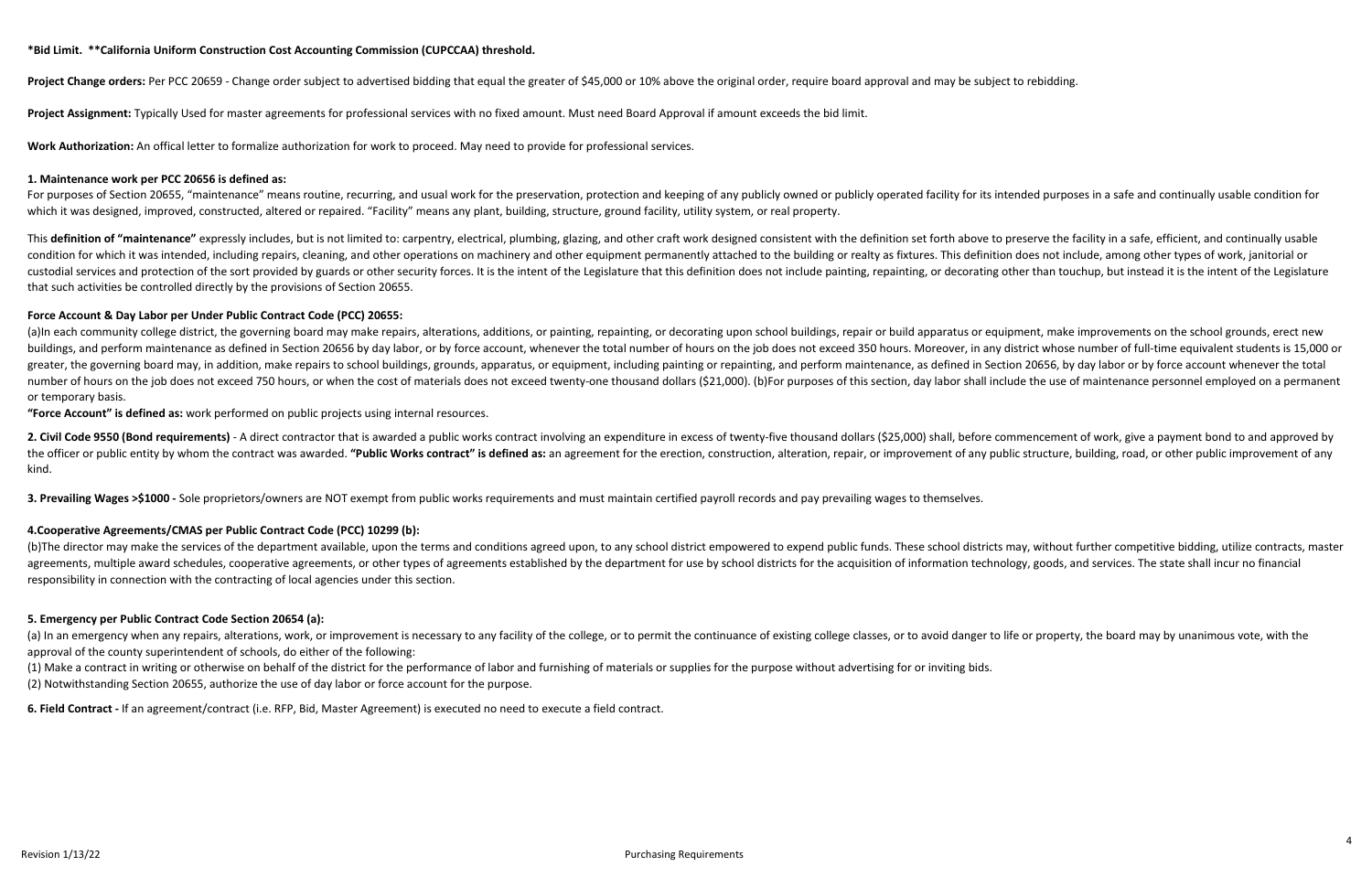**\*Bid Limit. \*\*California Uniform Construction Cost Accounting Commission (CUPCCAA) threshold.**

**Project Change orders:** Per PCC 20659 - Change order subject to advertised bidding that equal the greater of $45,000 or 10% above the original order, require board approval and may be subject to rebidding.

**Project Assignment:** Typically Used for master agreements for professional services with no fixed amount. Must need Board Approval if amount exceeds the bid limit.

**Work Authorization:** An offical letter to formalize authorization for work to proceed. May need to provide for professional services.

**1. Maintenance work per PCC 20656 is defined as:**

For purposes of Section 20655, "maintenance" means routine, recurring, and usual work for the preservation, protection and keeping of any publicly owned or publicly operated facility for its intended purposes in a safe and continually usable condition for which it was designed, improved, constructed, altered or repaired. "Facility" means any plant, building, structure, ground facility, utility system, or real property.

This **definition of "maintenance"** expressly includes, but is not limited to: carpentry, electrical, plumbing, glazing, and other craft work designed consistent with the definition set forth above to preserve the facility in a safe, efficient, and continually usable condition for which it was intended, including repairs, cleaning, and other operations on machinery and other equipment permanently attached to the building or realty as fixtures. This definition does not include, among other types of work, janitorial or custodial services and protection of the sort provided by guards or other security forces. It is the intent of the Legislature that this definition does not include painting, repainting, or decorating other than touchup, but instead it is the intent of the Legislature that such activities be controlled directly by the provisions of Section 20655.

**Force Account & Day Labor per Under Public Contract Code (PCC) 20655:**

(a)In each community college district, the governing board may make repairs, alterations, additions, or painting, repainting, or decorating upon school buildings, repair or build apparatus or equipment, make improvements on the school grounds, erect new buildings, and perform maintenance as defined in Section 20656 by day labor, or by force account, whenever the total number of hours on the job does not exceed 350 hours. Moreover, in any district whose number of full-time equivalent students is 15,000 or greater, the governing board may, in addition, make repairs to school buildings, grounds, apparatus, or equipment, including painting or repainting, and perform maintenance, as defined in Section 20656, by day labor or by force account whenever the total number of hours on the job does not exceed 750 hours, or when the cost of materials does not exceed twenty-one thousand dollars ($21,000). (b)For purposes of this section, day labor shall include the use of maintenance personnel employed on a permanent or temporary basis.

**"Force Account" is defined as:** work performed on public projects using internal resources.

**2. Civil Code 9550 (Bond requirements)** - A direct contractor that is awarded a public works contract involving an expenditure in excess of twenty-five thousand dollars ($25,000) shall, before commencement of work, give a payment bond to and approved by the officer or public entity by whom the contract was awarded. **"Public Works contract" is defined as:** an agreement for the erection, construction, alteration, repair, or improvement of any public structure, building, road, or other public improvement of any kind.

**3. Prevailing Wages >$1000 -** Sole proprietors/owners are NOT exempt from public works requirements and must maintain certified payroll records and pay prevailing wages to themselves.

**4.Cooperative Agreements/CMAS per Public Contract Code (PCC) 10299 (b):**

(b)The director may make the services of the department available, upon the terms and conditions agreed upon, to any school district empowered to expend public funds. These school districts may, without further competitive bidding, utilize contracts, master agreements, multiple award schedules, cooperative agreements, or other types of agreements established by the department for use by school districts for the acquisition of information technology, goods, and services. The state shall incur no financial responsibility in connection with the contracting of local agencies under this section.

**5. Emergency per Public Contract Code Section 20654 (a):**

(a) In an emergency when any repairs, alterations, work, or improvement is necessary to any facility of the college, or to permit the continuance of existing college classes, or to avoid danger to life or property, the board may by unanimous vote, with the approval of the county superintendent of schools, do either of the following:

(1) Make a contract in writing or otherwise on behalf of the district for the performance of labor and furnishing of materials or supplies for the purpose without advertising for or inviting bids.

(2) Notwithstanding Section 20655, authorize the use of day labor or force account for the purpose.

**6. Field Contract -** If an agreement/contract (i.e. RFP, Bid, Master Agreement) is executed no need to execute a field contract.